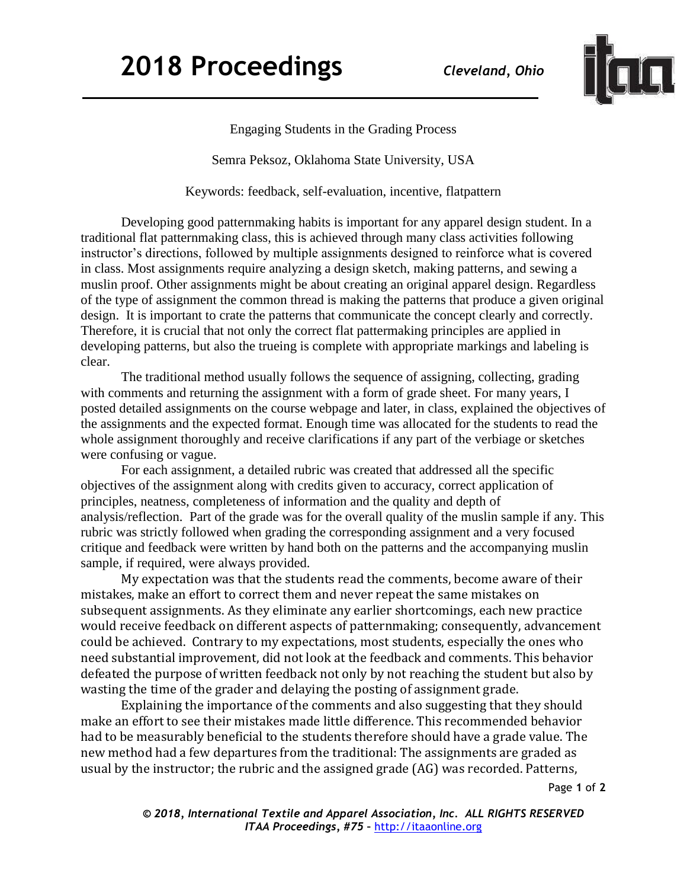# Engaging Students in the Grading Process

Semra Peksoz, Oklahoma State University, USA

Keywords: feedback, self-evaluation, incentive, flatpattern

Developing good patternmaking habits is important for any apparel design student. In a traditional flat patternmaking class, this is achieved through many class activities following instructor's directions, followed by multiple assignments designed to reinforce what is covered in class. Most assignments require analyzing a design sketch, making patterns, and sewing a muslin proof. Other assignments might be about creating an original apparel design. Regardless of the type of assignment the common thread is making the patterns that produce a given original design. It is important to crate the patterns that communicate the concept clearly and correctly. Therefore, it is crucial that not only the correct flat pattermaking principles are applied in developing patterns, but also the trueing is complete with appropriate markings and labeling is clear.

The traditional method usually follows the sequence of assigning, collecting, grading with comments and returning the assignment with a form of grade sheet. For many years, I posted detailed assignments on the course webpage and later, in class, explained the objectives of the assignments and the expected format. Enough time was allocated for the students to read the whole assignment thoroughly and receive clarifications if any part of the verbiage or sketches were confusing or vague.

For each assignment, a detailed rubric was created that addressed all the specific objectives of the assignment along with credits given to accuracy, correct application of principles, neatness, completeness of information and the quality and depth of analysis/reflection. Part of the grade was for the overall quality of the muslin sample if any. This rubric was strictly followed when grading the corresponding assignment and a very focused critique and feedback were written by hand both on the patterns and the accompanying muslin sample, if required, were always provided.

My expectation was that the students read the comments, become aware of their mistakes, make an effort to correct them and never repeat the same mistakes on subsequent assignments. As they eliminate any earlier shortcomings, each new practice would receive feedback on different aspects of patternmaking; consequently, advancement could be achieved. Contrary to my expectations, most students, especially the ones who need substantial improvement, did not look at the feedback and comments. This behavior defeated the purpose of written feedback not only by not reaching the student but also by wasting the time of the grader and delaying the posting of assignment grade.

Explaining the importance of the comments and also suggesting that they should make an effort to see their mistakes made little difference. This recommended behavior had to be measurably beneficial to the students therefore should have a grade value. The new method had a few departures from the traditional: The assignments are graded as usual by the instructor; the rubric and the assigned grade (AG) was recorded. Patterns,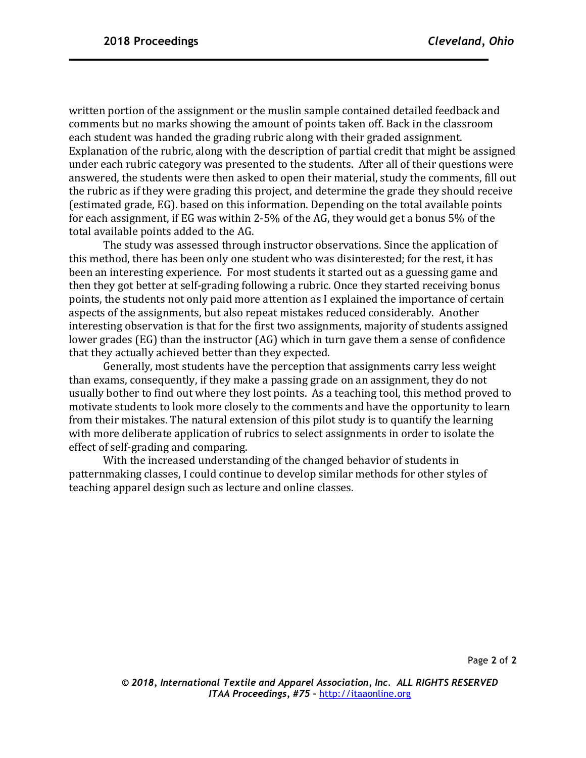written portion of the assignment or the muslin sample contained detailed feedback and comments but no marks showing the amount of points taken off. Back in the classroom each student was handed the grading rubric along with their graded assignment. Explanation of the rubric, along with the description of partial credit that might be assigned under each rubric category was presented to the students. After all of their questions were answered, the students were then asked to open their material, study the comments, fill out the rubric as if they were grading this project, and determine the grade they should receive (estimated grade, EG). based on this information. Depending on the total available points for each assignment, if EG was within 2-5% of the AG, they would get a bonus 5% of the total available points added to the AG.

The study was assessed through instructor observations. Since the application of this method, there has been only one student who was disinterested; for the rest, it has been an interesting experience. For most students it started out as a guessing game and then they got better at self-grading following a rubric. Once they started receiving bonus points, the students not only paid more attention as I explained the importance of certain aspects of the assignments, but also repeat mistakes reduced considerably. Another interesting observation is that for the first two assignments, majority of students assigned lower grades (EG) than the instructor (AG) which in turn gave them a sense of confidence that they actually achieved better than they expected.

Generally, most students have the perception that assignments carry less weight than exams, consequently, if they make a passing grade on an assignment, they do not usually bother to find out where they lost points. As a teaching tool, this method proved to motivate students to look more closely to the comments and have the opportunity to learn from their mistakes. The natural extension of this pilot study is to quantify the learning with more deliberate application of rubrics to select assignments in order to isolate the effect of self-grading and comparing.

With the increased understanding of the changed behavior of students in patternmaking classes, I could continue to develop similar methods for other styles of teaching apparel design such as lecture and online classes.